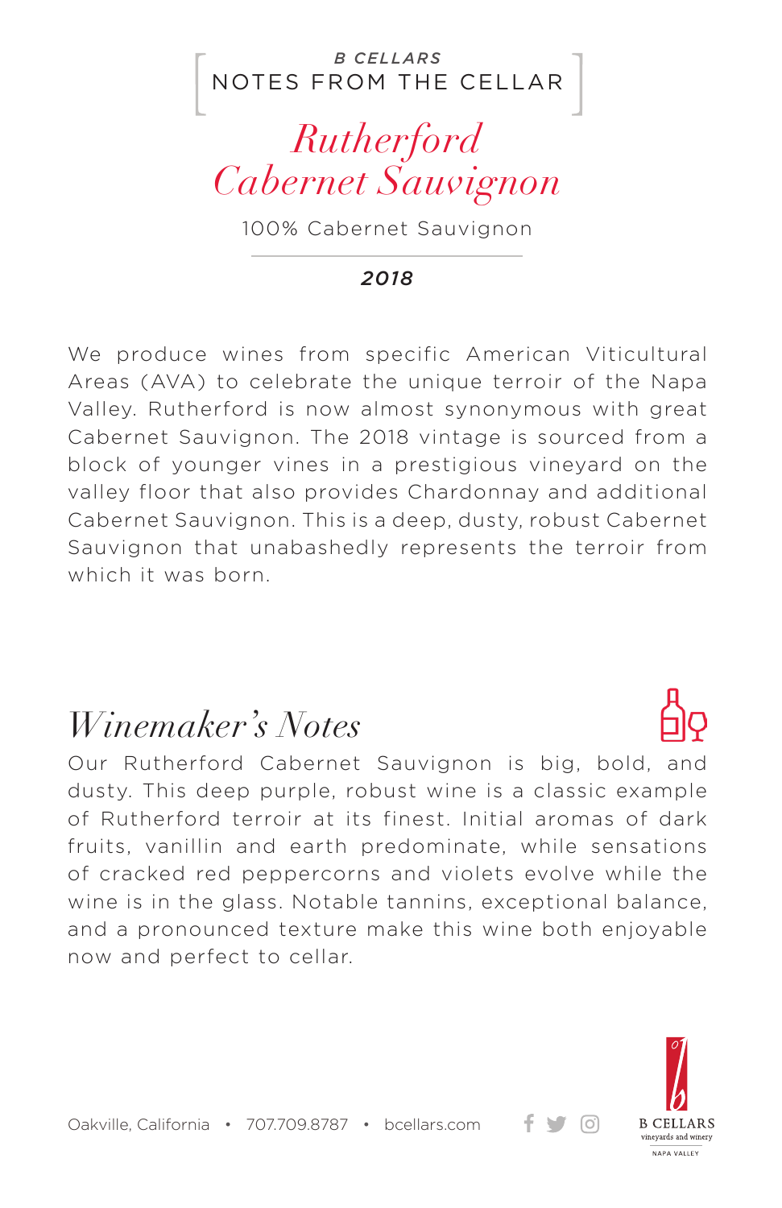B CELLARS

NOTES FROM THE CELLAR

# Rutherford Cabernet Sauvignon

100% Cabernet Sauvignon

***2018***

We produce wines from specific American Viticultural Areas (AVA) to celebrate the unique terroir of the Napa Valley. Rutherford is now almost synonymous with great Cabernet Sauvignon. The 2018 vintage is sourced from a block of younger vines in a prestigious vineyard on the valley floor that also provides Chardonnay and additional Cabernet Sauvignon. This is a deep, dusty, robust Cabernet Sauvignon that unabashedly represents the terroir from which it was born.

## Winemaker's Notes

Our Rutherford Cabernet Sauvignon is big, bold, and dusty. This deep purple, robust wine is a classic example of Rutherford terroir at its finest. Initial aromas of dark fruits, vanillin and earth predominate, while sensations of cracked red peppercorns and violets evolve while the wine is in the glass. Notable tannins, exceptional balance, and a pronounced texture make this wine both enjoyable now and perfect to cellar.

Oakville, California • 707.709.8787 • bcellars.com

B CELLARS
vineyards and winery
NAPA VALLEY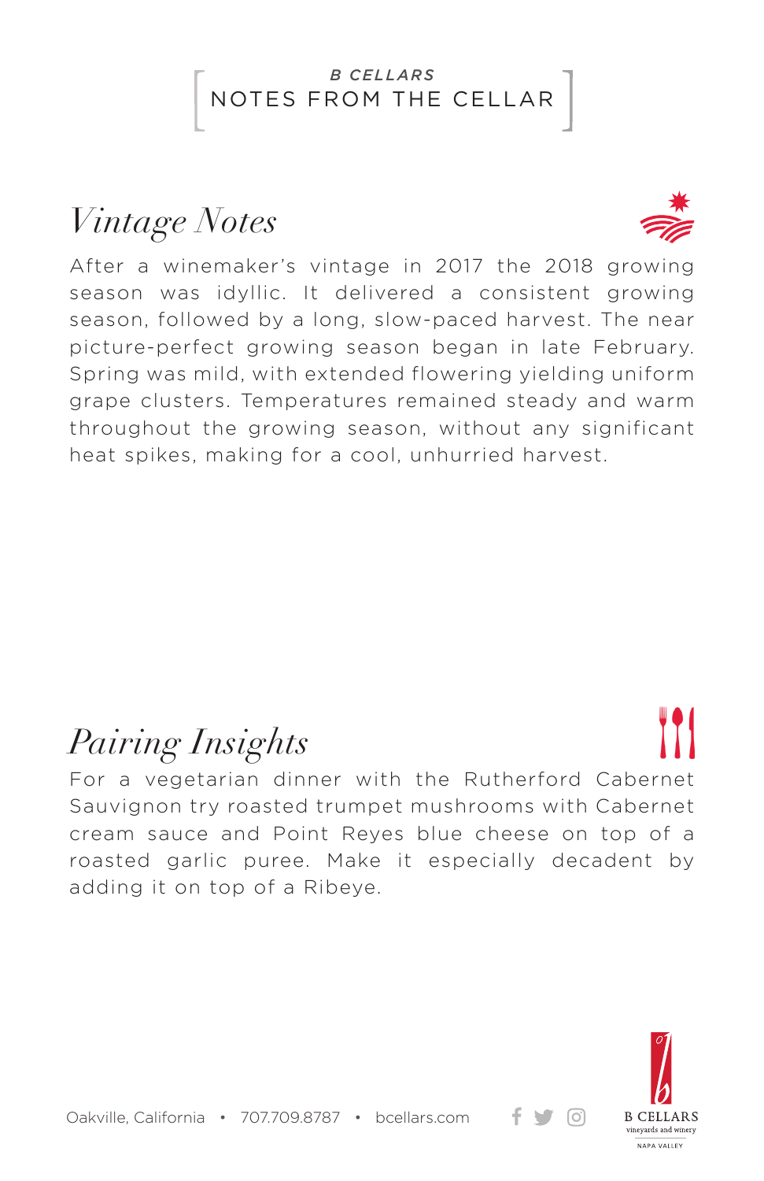B CELLARS

NOTES FROM THE CELLAR

## *Vintage Notes*

After a winemaker's vintage in 2017 the 2018 growing season was idyllic. It delivered a consistent growing season, followed by a long, slow-paced harvest. The near picture-perfect growing season began in late February. Spring was mild, with extended flowering yielding uniform grape clusters. Temperatures remained steady and warm throughout the growing season, without any significant heat spikes, making for a cool, unhurried harvest.

## *Pairing Insights*

For a vegetarian dinner with the Rutherford Cabernet Sauvignon try roasted trumpet mushrooms with Cabernet cream sauce and Point Reyes blue cheese on top of a roasted garlic puree. Make it especially decadent by adding it on top of a Ribeye.

Oakville, California • 707.709.8787 • bcellars.com

B CELLARS
vineyards and winery
NAPA VALLEY